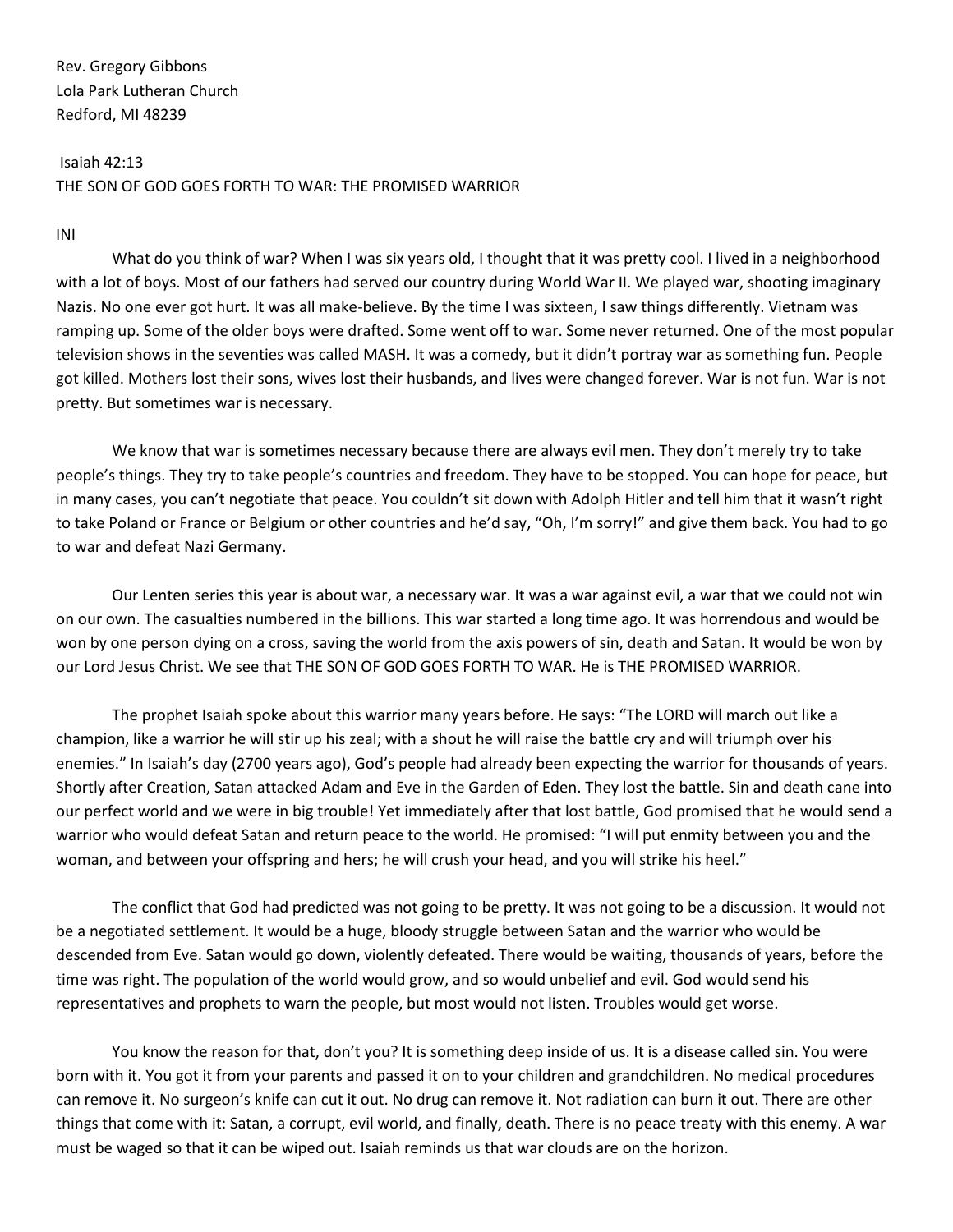Rev. Gregory Gibbons
Lola Park Lutheran Church
Redford, MI 48239

Isaiah 42:13
THE SON OF GOD GOES FORTH TO WAR: THE PROMISED WARRIOR

INI

What do you think of war? When I was six years old, I thought that it was pretty cool. I lived in a neighborhood with a lot of boys. Most of our fathers had served our country during World War II. We played war, shooting imaginary Nazis. No one ever got hurt. It was all make-believe. By the time I was sixteen, I saw things differently. Vietnam was ramping up. Some of the older boys were drafted. Some went off to war. Some never returned. One of the most popular television shows in the seventies was called MASH. It was a comedy, but it didn't portray war as something fun. People got killed. Mothers lost their sons, wives lost their husbands, and lives were changed forever. War is not fun. War is not pretty. But sometimes war is necessary.

We know that war is sometimes necessary because there are always evil men. They don't merely try to take people's things. They try to take people's countries and freedom. They have to be stopped. You can hope for peace, but in many cases, you can't negotiate that peace. You couldn't sit down with Adolph Hitler and tell him that it wasn't right to take Poland or France or Belgium or other countries and he'd say, "Oh, I'm sorry!" and give them back. You had to go to war and defeat Nazi Germany.

Our Lenten series this year is about war, a necessary war. It was a war against evil, a war that we could not win on our own. The casualties numbered in the billions. This war started a long time ago. It was horrendous and would be won by one person dying on a cross, saving the world from the axis powers of sin, death and Satan. It would be won by our Lord Jesus Christ. We see that THE SON OF GOD GOES FORTH TO WAR. He is THE PROMISED WARRIOR.

The prophet Isaiah spoke about this warrior many years before. He says: "The LORD will march out like a champion, like a warrior he will stir up his zeal; with a shout he will raise the battle cry and will triumph over his enemies." In Isaiah's day (2700 years ago), God's people had already been expecting the warrior for thousands of years. Shortly after Creation, Satan attacked Adam and Eve in the Garden of Eden. They lost the battle. Sin and death cane into our perfect world and we were in big trouble! Yet immediately after that lost battle, God promised that he would send a warrior who would defeat Satan and return peace to the world. He promised: "I will put enmity between you and the woman, and between your offspring and hers; he will crush your head, and you will strike his heel."

The conflict that God had predicted was not going to be pretty. It was not going to be a discussion. It would not be a negotiated settlement. It would be a huge, bloody struggle between Satan and the warrior who would be descended from Eve. Satan would go down, violently defeated. There would be waiting, thousands of years, before the time was right. The population of the world would grow, and so would unbelief and evil. God would send his representatives and prophets to warn the people, but most would not listen. Troubles would get worse.

You know the reason for that, don't you? It is something deep inside of us. It is a disease called sin. You were born with it. You got it from your parents and passed it on to your children and grandchildren. No medical procedures can remove it. No surgeon's knife can cut it out. No drug can remove it. Not radiation can burn it out. There are other things that come with it: Satan, a corrupt, evil world, and finally, death. There is no peace treaty with this enemy. A war must be waged so that it can be wiped out. Isaiah reminds us that war clouds are on the horizon.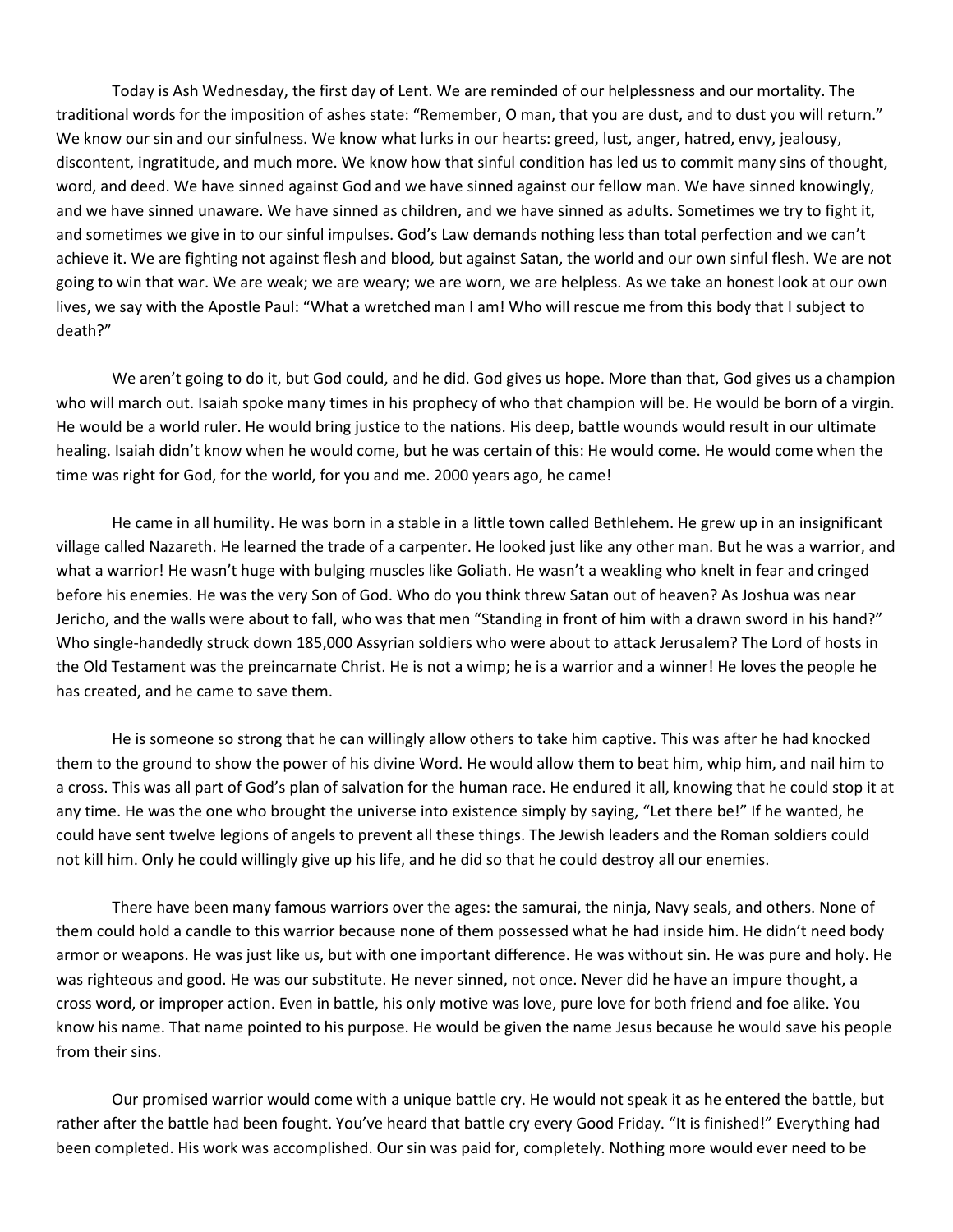Today is Ash Wednesday, the first day of Lent. We are reminded of our helplessness and our mortality. The traditional words for the imposition of ashes state: "Remember, O man, that you are dust, and to dust you will return." We know our sin and our sinfulness. We know what lurks in our hearts: greed, lust, anger, hatred, envy, jealousy, discontent, ingratitude, and much more. We know how that sinful condition has led us to commit many sins of thought, word, and deed. We have sinned against God and we have sinned against our fellow man. We have sinned knowingly, and we have sinned unaware. We have sinned as children, and we have sinned as adults. Sometimes we try to fight it, and sometimes we give in to our sinful impulses. God's Law demands nothing less than total perfection and we can't achieve it. We are fighting not against flesh and blood, but against Satan, the world and our own sinful flesh. We are not going to win that war. We are weak; we are weary; we are worn, we are helpless. As we take an honest look at our own lives, we say with the Apostle Paul: "What a wretched man I am! Who will rescue me from this body that I subject to death?"

We aren't going to do it, but God could, and he did. God gives us hope. More than that, God gives us a champion who will march out. Isaiah spoke many times in his prophecy of who that champion will be. He would be born of a virgin. He would be a world ruler. He would bring justice to the nations. His deep, battle wounds would result in our ultimate healing. Isaiah didn't know when he would come, but he was certain of this: He would come. He would come when the time was right for God, for the world, for you and me. 2000 years ago, he came!

He came in all humility. He was born in a stable in a little town called Bethlehem. He grew up in an insignificant village called Nazareth. He learned the trade of a carpenter. He looked just like any other man. But he was a warrior, and what a warrior! He wasn't huge with bulging muscles like Goliath. He wasn't a weakling who knelt in fear and cringed before his enemies. He was the very Son of God. Who do you think threw Satan out of heaven? As Joshua was near Jericho, and the walls were about to fall, who was that men "Standing in front of him with a drawn sword in his hand?" Who single-handedly struck down 185,000 Assyrian soldiers who were about to attack Jerusalem? The Lord of hosts in the Old Testament was the preincarnate Christ. He is not a wimp; he is a warrior and a winner! He loves the people he has created, and he came to save them.

He is someone so strong that he can willingly allow others to take him captive. This was after he had knocked them to the ground to show the power of his divine Word. He would allow them to beat him, whip him, and nail him to a cross. This was all part of God's plan of salvation for the human race. He endured it all, knowing that he could stop it at any time. He was the one who brought the universe into existence simply by saying, "Let there be!" If he wanted, he could have sent twelve legions of angels to prevent all these things. The Jewish leaders and the Roman soldiers could not kill him. Only he could willingly give up his life, and he did so that he could destroy all our enemies.

There have been many famous warriors over the ages: the samurai, the ninja, Navy seals, and others. None of them could hold a candle to this warrior because none of them possessed what he had inside him. He didn't need body armor or weapons. He was just like us, but with one important difference. He was without sin. He was pure and holy. He was righteous and good. He was our substitute. He never sinned, not once. Never did he have an impure thought, a cross word, or improper action. Even in battle, his only motive was love, pure love for both friend and foe alike. You know his name. That name pointed to his purpose. He would be given the name Jesus because he would save his people from their sins.

Our promised warrior would come with a unique battle cry. He would not speak it as he entered the battle, but rather after the battle had been fought. You've heard that battle cry every Good Friday. "It is finished!" Everything had been completed. His work was accomplished. Our sin was paid for, completely. Nothing more would ever need to be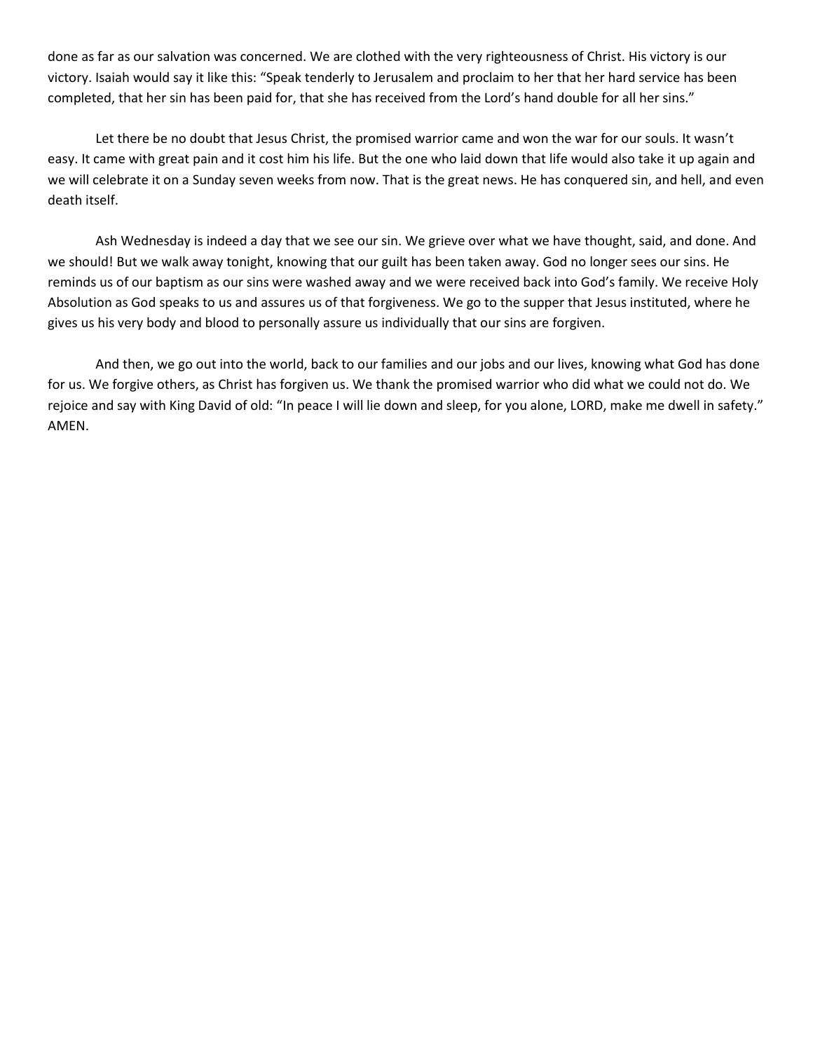done as far as our salvation was concerned. We are clothed with the very righteousness of Christ. His victory is our victory. Isaiah would say it like this: "Speak tenderly to Jerusalem and proclaim to her that her hard service has been completed, that her sin has been paid for, that she has received from the Lord's hand double for all her sins."

Let there be no doubt that Jesus Christ, the promised warrior came and won the war for our souls. It wasn't easy. It came with great pain and it cost him his life. But the one who laid down that life would also take it up again and we will celebrate it on a Sunday seven weeks from now. That is the great news. He has conquered sin, and hell, and even death itself.

Ash Wednesday is indeed a day that we see our sin. We grieve over what we have thought, said, and done. And we should! But we walk away tonight, knowing that our guilt has been taken away. God no longer sees our sins. He reminds us of our baptism as our sins were washed away and we were received back into God's family. We receive Holy Absolution as God speaks to us and assures us of that forgiveness. We go to the supper that Jesus instituted, where he gives us his very body and blood to personally assure us individually that our sins are forgiven.

And then, we go out into the world, back to our families and our jobs and our lives, knowing what God has done for us. We forgive others, as Christ has forgiven us. We thank the promised warrior who did what we could not do. We rejoice and say with King David of old: "In peace I will lie down and sleep, for you alone, LORD, make me dwell in safety." AMEN.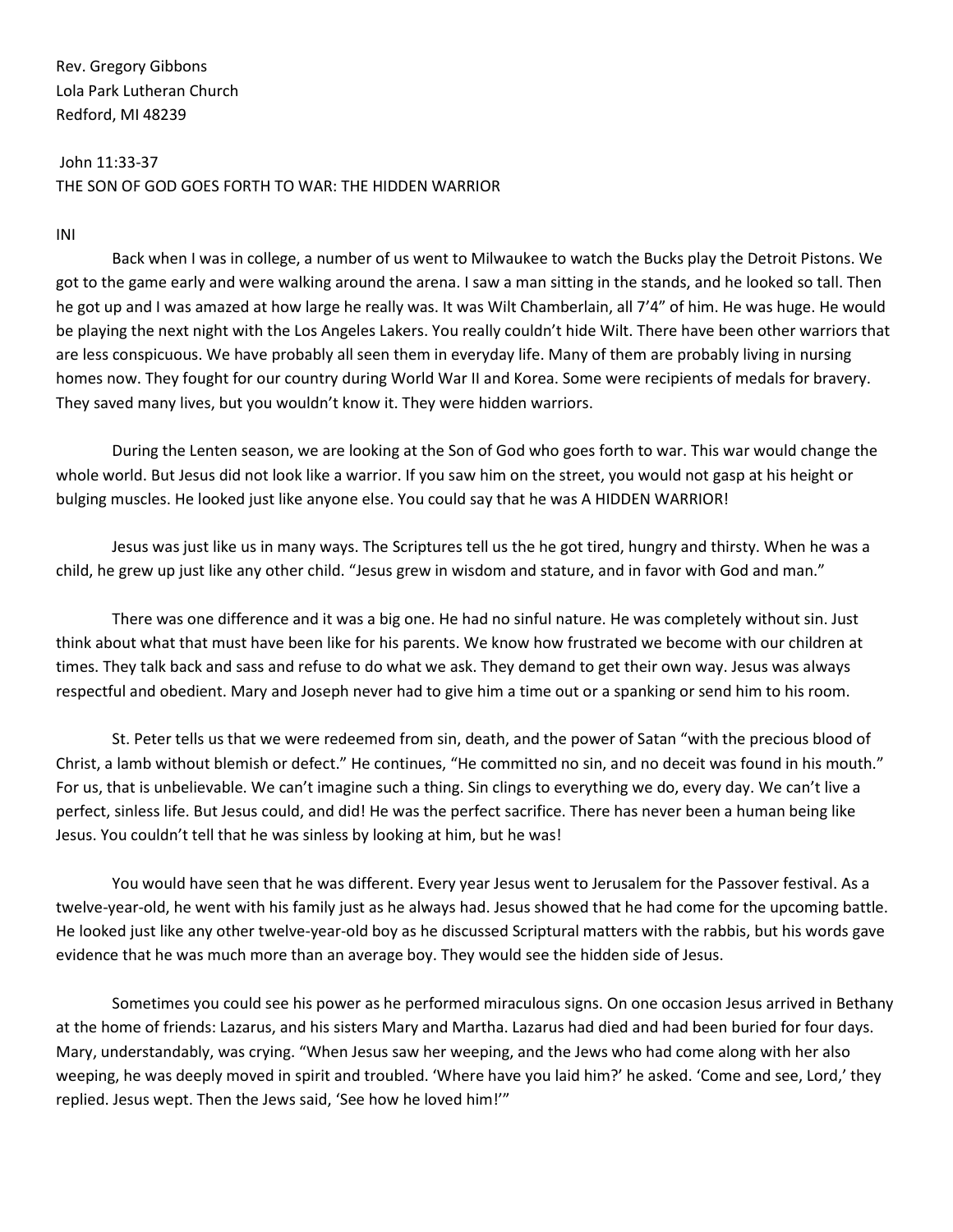Rev. Gregory Gibbons
Lola Park Lutheran Church
Redford, MI 48239

John 11:33-37
THE SON OF GOD GOES FORTH TO WAR: THE HIDDEN WARRIOR

INI

Back when I was in college, a number of us went to Milwaukee to watch the Bucks play the Detroit Pistons. We got to the game early and were walking around the arena. I saw a man sitting in the stands, and he looked so tall. Then he got up and I was amazed at how large he really was. It was Wilt Chamberlain, all 7'4" of him. He was huge. He would be playing the next night with the Los Angeles Lakers. You really couldn't hide Wilt. There have been other warriors that are less conspicuous. We have probably all seen them in everyday life. Many of them are probably living in nursing homes now. They fought for our country during World War II and Korea. Some were recipients of medals for bravery. They saved many lives, but you wouldn't know it. They were hidden warriors.

During the Lenten season, we are looking at the Son of God who goes forth to war. This war would change the whole world. But Jesus did not look like a warrior. If you saw him on the street, you would not gasp at his height or bulging muscles. He looked just like anyone else. You could say that he was A HIDDEN WARRIOR!

Jesus was just like us in many ways. The Scriptures tell us the he got tired, hungry and thirsty. When he was a child, he grew up just like any other child. "Jesus grew in wisdom and stature, and in favor with God and man."

There was one difference and it was a big one. He had no sinful nature. He was completely without sin. Just think about what that must have been like for his parents. We know how frustrated we become with our children at times. They talk back and sass and refuse to do what we ask. They demand to get their own way. Jesus was always respectful and obedient. Mary and Joseph never had to give him a time out or a spanking or send him to his room.

St. Peter tells us that we were redeemed from sin, death, and the power of Satan "with the precious blood of Christ, a lamb without blemish or defect." He continues, "He committed no sin, and no deceit was found in his mouth." For us, that is unbelievable. We can't imagine such a thing. Sin clings to everything we do, every day. We can't live a perfect, sinless life. But Jesus could, and did! He was the perfect sacrifice. There has never been a human being like Jesus. You couldn't tell that he was sinless by looking at him, but he was!

You would have seen that he was different. Every year Jesus went to Jerusalem for the Passover festival. As a twelve-year-old, he went with his family just as he always had. Jesus showed that he had come for the upcoming battle. He looked just like any other twelve-year-old boy as he discussed Scriptural matters with the rabbis, but his words gave evidence that he was much more than an average boy. They would see the hidden side of Jesus.

Sometimes you could see his power as he performed miraculous signs. On one occasion Jesus arrived in Bethany at the home of friends: Lazarus, and his sisters Mary and Martha. Lazarus had died and had been buried for four days. Mary, understandably, was crying. "When Jesus saw her weeping, and the Jews who had come along with her also weeping, he was deeply moved in spirit and troubled. 'Where have you laid him?' he asked. 'Come and see, Lord,' they replied. Jesus wept. Then the Jews said, 'See how he loved him!'"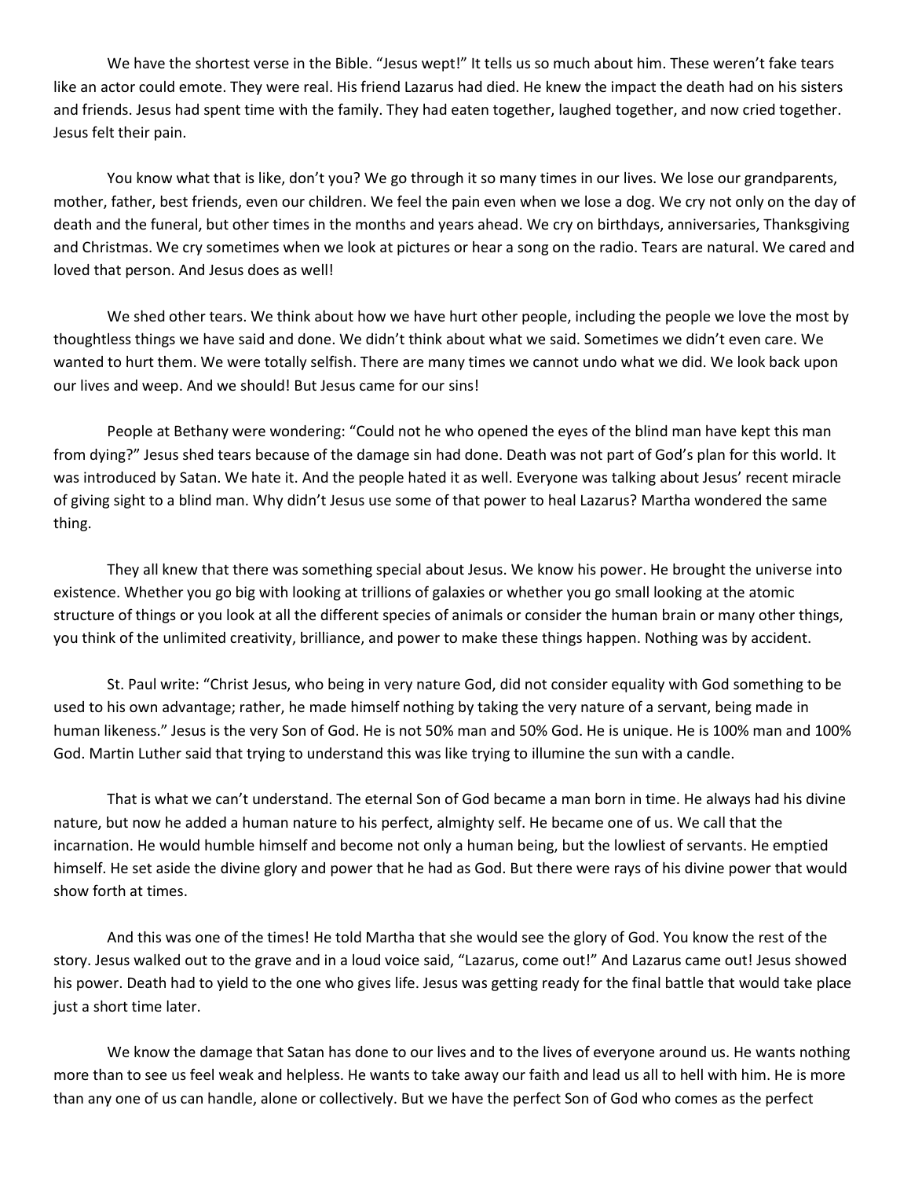We have the shortest verse in the Bible. "Jesus wept!" It tells us so much about him. These weren't fake tears like an actor could emote. They were real. His friend Lazarus had died. He knew the impact the death had on his sisters and friends. Jesus had spent time with the family. They had eaten together, laughed together, and now cried together. Jesus felt their pain.

You know what that is like, don't you? We go through it so many times in our lives. We lose our grandparents, mother, father, best friends, even our children. We feel the pain even when we lose a dog. We cry not only on the day of death and the funeral, but other times in the months and years ahead. We cry on birthdays, anniversaries, Thanksgiving and Christmas. We cry sometimes when we look at pictures or hear a song on the radio. Tears are natural. We cared and loved that person. And Jesus does as well!

We shed other tears. We think about how we have hurt other people, including the people we love the most by thoughtless things we have said and done. We didn't think about what we said. Sometimes we didn't even care. We wanted to hurt them. We were totally selfish. There are many times we cannot undo what we did. We look back upon our lives and weep. And we should! But Jesus came for our sins!

People at Bethany were wondering: "Could not he who opened the eyes of the blind man have kept this man from dying?" Jesus shed tears because of the damage sin had done. Death was not part of God's plan for this world. It was introduced by Satan. We hate it. And the people hated it as well. Everyone was talking about Jesus' recent miracle of giving sight to a blind man. Why didn't Jesus use some of that power to heal Lazarus? Martha wondered the same thing.

They all knew that there was something special about Jesus. We know his power. He brought the universe into existence. Whether you go big with looking at trillions of galaxies or whether you go small looking at the atomic structure of things or you look at all the different species of animals or consider the human brain or many other things, you think of the unlimited creativity, brilliance, and power to make these things happen. Nothing was by accident.

St. Paul write: "Christ Jesus, who being in very nature God, did not consider equality with God something to be used to his own advantage; rather, he made himself nothing by taking the very nature of a servant, being made in human likeness." Jesus is the very Son of God. He is not 50% man and 50% God. He is unique. He is 100% man and 100% God. Martin Luther said that trying to understand this was like trying to illumine the sun with a candle.

That is what we can't understand. The eternal Son of God became a man born in time. He always had his divine nature, but now he added a human nature to his perfect, almighty self. He became one of us. We call that the incarnation. He would humble himself and become not only a human being, but the lowliest of servants. He emptied himself. He set aside the divine glory and power that he had as God. But there were rays of his divine power that would show forth at times.

And this was one of the times! He told Martha that she would see the glory of God. You know the rest of the story. Jesus walked out to the grave and in a loud voice said, "Lazarus, come out!" And Lazarus came out! Jesus showed his power. Death had to yield to the one who gives life. Jesus was getting ready for the final battle that would take place just a short time later.

We know the damage that Satan has done to our lives and to the lives of everyone around us. He wants nothing more than to see us feel weak and helpless. He wants to take away our faith and lead us all to hell with him. He is more than any one of us can handle, alone or collectively. But we have the perfect Son of God who comes as the perfect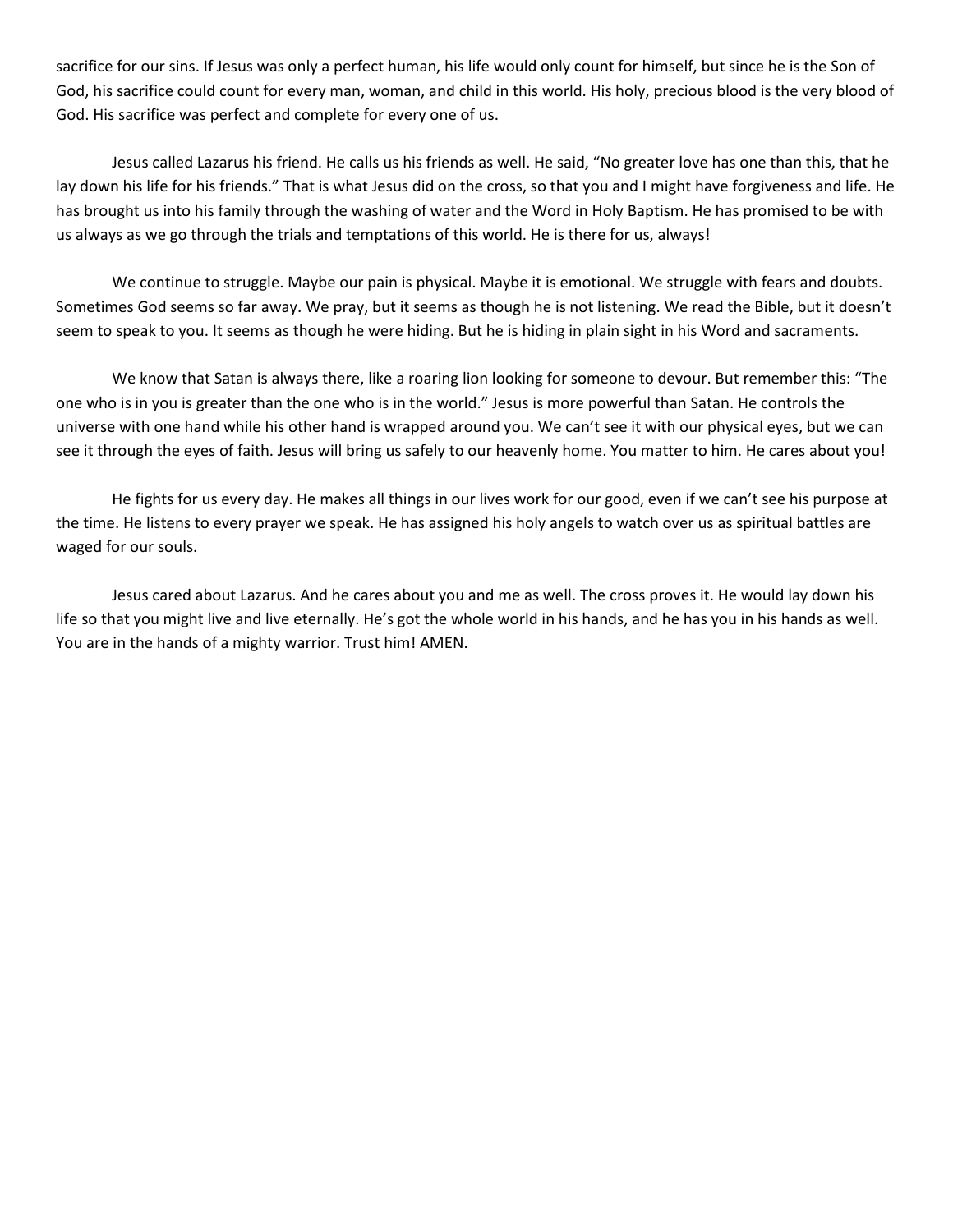sacrifice for our sins. If Jesus was only a perfect human, his life would only count for himself, but since he is the Son of God, his sacrifice could count for every man, woman, and child in this world. His holy, precious blood is the very blood of God. His sacrifice was perfect and complete for every one of us.

Jesus called Lazarus his friend. He calls us his friends as well. He said, "No greater love has one than this, that he lay down his life for his friends." That is what Jesus did on the cross, so that you and I might have forgiveness and life. He has brought us into his family through the washing of water and the Word in Holy Baptism. He has promised to be with us always as we go through the trials and temptations of this world. He is there for us, always!

We continue to struggle. Maybe our pain is physical. Maybe it is emotional. We struggle with fears and doubts. Sometimes God seems so far away. We pray, but it seems as though he is not listening. We read the Bible, but it doesn't seem to speak to you. It seems as though he were hiding. But he is hiding in plain sight in his Word and sacraments.

We know that Satan is always there, like a roaring lion looking for someone to devour. But remember this: "The one who is in you is greater than the one who is in the world." Jesus is more powerful than Satan. He controls the universe with one hand while his other hand is wrapped around you. We can't see it with our physical eyes, but we can see it through the eyes of faith. Jesus will bring us safely to our heavenly home. You matter to him. He cares about you!

He fights for us every day. He makes all things in our lives work for our good, even if we can't see his purpose at the time. He listens to every prayer we speak. He has assigned his holy angels to watch over us as spiritual battles are waged for our souls.

Jesus cared about Lazarus. And he cares about you and me as well. The cross proves it. He would lay down his life so that you might live and live eternally. He's got the whole world in his hands, and he has you in his hands as well. You are in the hands of a mighty warrior. Trust him! AMEN.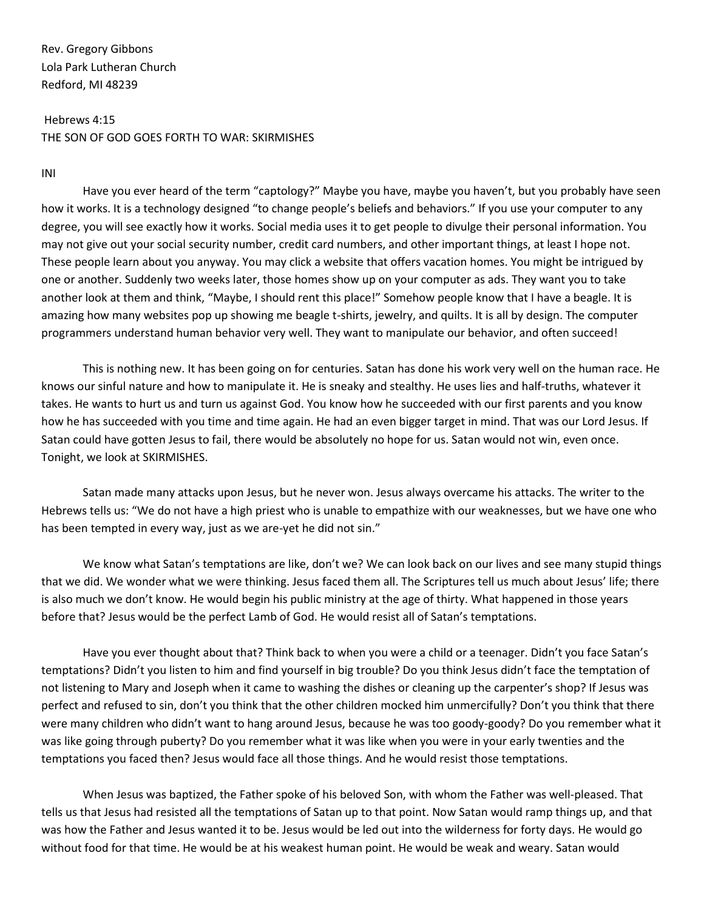Rev. Gregory Gibbons
Lola Park Lutheran Church
Redford, MI 48239

Hebrews 4:15
THE SON OF GOD GOES FORTH TO WAR: SKIRMISHES

INI

Have you ever heard of the term "captology?" Maybe you have, maybe you haven't, but you probably have seen how it works. It is a technology designed "to change people's beliefs and behaviors." If you use your computer to any degree, you will see exactly how it works. Social media uses it to get people to divulge their personal information. You may not give out your social security number, credit card numbers, and other important things, at least I hope not. These people learn about you anyway. You may click a website that offers vacation homes. You might be intrigued by one or another. Suddenly two weeks later, those homes show up on your computer as ads. They want you to take another look at them and think, "Maybe, I should rent this place!" Somehow people know that I have a beagle. It is amazing how many websites pop up showing me beagle t-shirts, jewelry, and quilts. It is all by design. The computer programmers understand human behavior very well. They want to manipulate our behavior, and often succeed!

This is nothing new. It has been going on for centuries. Satan has done his work very well on the human race. He knows our sinful nature and how to manipulate it. He is sneaky and stealthy. He uses lies and half-truths, whatever it takes. He wants to hurt us and turn us against God. You know how he succeeded with our first parents and you know how he has succeeded with you time and time again. He had an even bigger target in mind. That was our Lord Jesus. If Satan could have gotten Jesus to fail, there would be absolutely no hope for us. Satan would not win, even once. Tonight, we look at SKIRMISHES.

Satan made many attacks upon Jesus, but he never won. Jesus always overcame his attacks. The writer to the Hebrews tells us: "We do not have a high priest who is unable to empathize with our weaknesses, but we have one who has been tempted in every way, just as we are-yet he did not sin."

We know what Satan's temptations are like, don't we? We can look back on our lives and see many stupid things that we did. We wonder what we were thinking. Jesus faced them all. The Scriptures tell us much about Jesus' life; there is also much we don't know. He would begin his public ministry at the age of thirty. What happened in those years before that? Jesus would be the perfect Lamb of God. He would resist all of Satan's temptations.

Have you ever thought about that? Think back to when you were a child or a teenager. Didn't you face Satan's temptations? Didn't you listen to him and find yourself in big trouble? Do you think Jesus didn't face the temptation of not listening to Mary and Joseph when it came to washing the dishes or cleaning up the carpenter's shop? If Jesus was perfect and refused to sin, don't you think that the other children mocked him unmercifully? Don't you think that there were many children who didn't want to hang around Jesus, because he was too goody-goody? Do you remember what it was like going through puberty? Do you remember what it was like when you were in your early twenties and the temptations you faced then? Jesus would face all those things. And he would resist those temptations.

When Jesus was baptized, the Father spoke of his beloved Son, with whom the Father was well-pleased. That tells us that Jesus had resisted all the temptations of Satan up to that point. Now Satan would ramp things up, and that was how the Father and Jesus wanted it to be. Jesus would be led out into the wilderness for forty days. He would go without food for that time. He would be at his weakest human point. He would be weak and weary. Satan would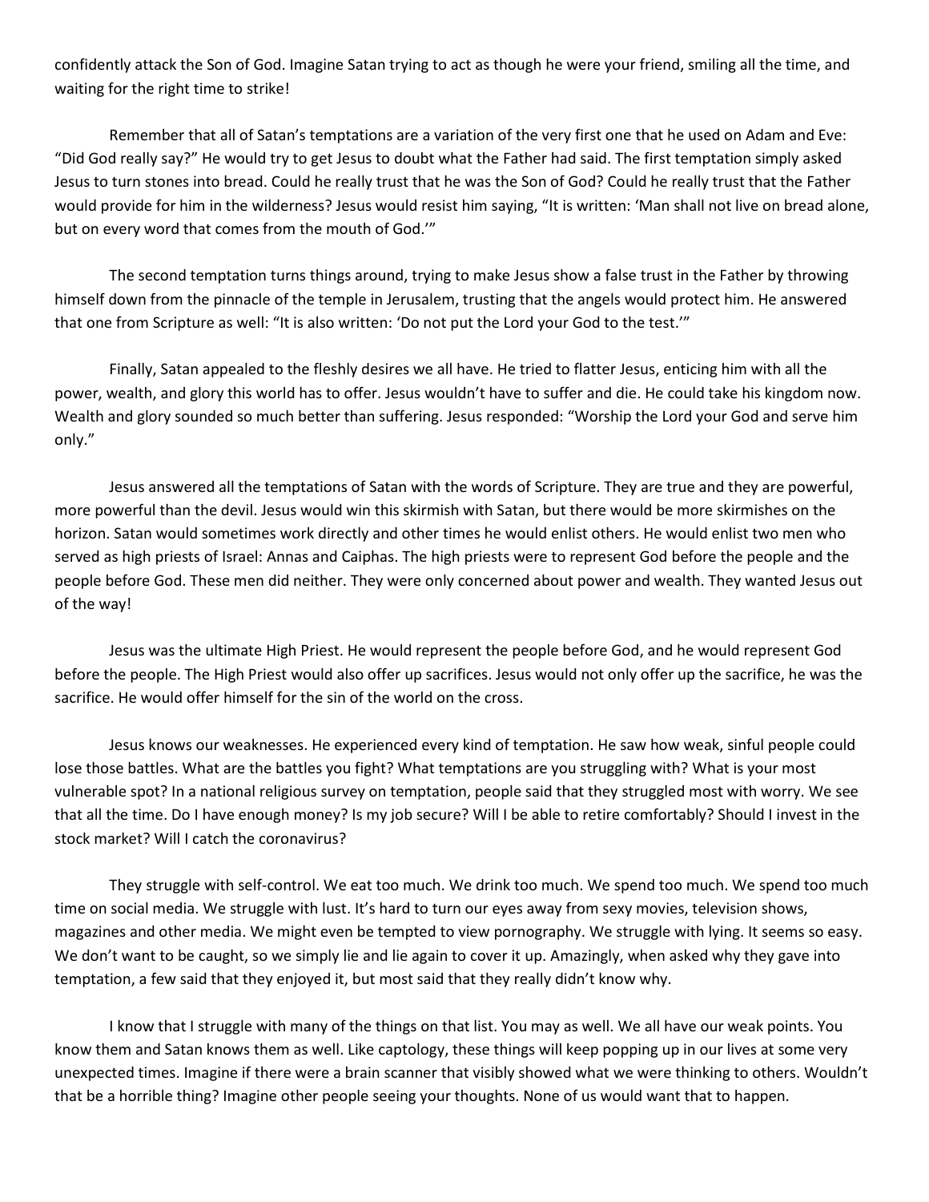confidently attack the Son of God. Imagine Satan trying to act as though he were your friend, smiling all the time, and waiting for the right time to strike!

Remember that all of Satan's temptations are a variation of the very first one that he used on Adam and Eve: "Did God really say?" He would try to get Jesus to doubt what the Father had said. The first temptation simply asked Jesus to turn stones into bread. Could he really trust that he was the Son of God? Could he really trust that the Father would provide for him in the wilderness? Jesus would resist him saying, "It is written: 'Man shall not live on bread alone, but on every word that comes from the mouth of God.'"

The second temptation turns things around, trying to make Jesus show a false trust in the Father by throwing himself down from the pinnacle of the temple in Jerusalem, trusting that the angels would protect him. He answered that one from Scripture as well: "It is also written: 'Do not put the Lord your God to the test.'"

Finally, Satan appealed to the fleshly desires we all have. He tried to flatter Jesus, enticing him with all the power, wealth, and glory this world has to offer. Jesus wouldn't have to suffer and die. He could take his kingdom now. Wealth and glory sounded so much better than suffering. Jesus responded: "Worship the Lord your God and serve him only."

Jesus answered all the temptations of Satan with the words of Scripture. They are true and they are powerful, more powerful than the devil. Jesus would win this skirmish with Satan, but there would be more skirmishes on the horizon. Satan would sometimes work directly and other times he would enlist others. He would enlist two men who served as high priests of Israel: Annas and Caiphas. The high priests were to represent God before the people and the people before God. These men did neither. They were only concerned about power and wealth. They wanted Jesus out of the way!

Jesus was the ultimate High Priest. He would represent the people before God, and he would represent God before the people. The High Priest would also offer up sacrifices. Jesus would not only offer up the sacrifice, he was the sacrifice. He would offer himself for the sin of the world on the cross.

Jesus knows our weaknesses. He experienced every kind of temptation. He saw how weak, sinful people could lose those battles. What are the battles you fight? What temptations are you struggling with? What is your most vulnerable spot? In a national religious survey on temptation, people said that they struggled most with worry. We see that all the time. Do I have enough money? Is my job secure? Will I be able to retire comfortably? Should I invest in the stock market? Will I catch the coronavirus?

They struggle with self-control. We eat too much. We drink too much. We spend too much. We spend too much time on social media. We struggle with lust. It's hard to turn our eyes away from sexy movies, television shows, magazines and other media. We might even be tempted to view pornography. We struggle with lying. It seems so easy. We don't want to be caught, so we simply lie and lie again to cover it up. Amazingly, when asked why they gave into temptation, a few said that they enjoyed it, but most said that they really didn't know why.

I know that I struggle with many of the things on that list. You may as well. We all have our weak points. You know them and Satan knows them as well. Like captology, these things will keep popping up in our lives at some very unexpected times. Imagine if there were a brain scanner that visibly showed what we were thinking to others. Wouldn't that be a horrible thing? Imagine other people seeing your thoughts. None of us would want that to happen.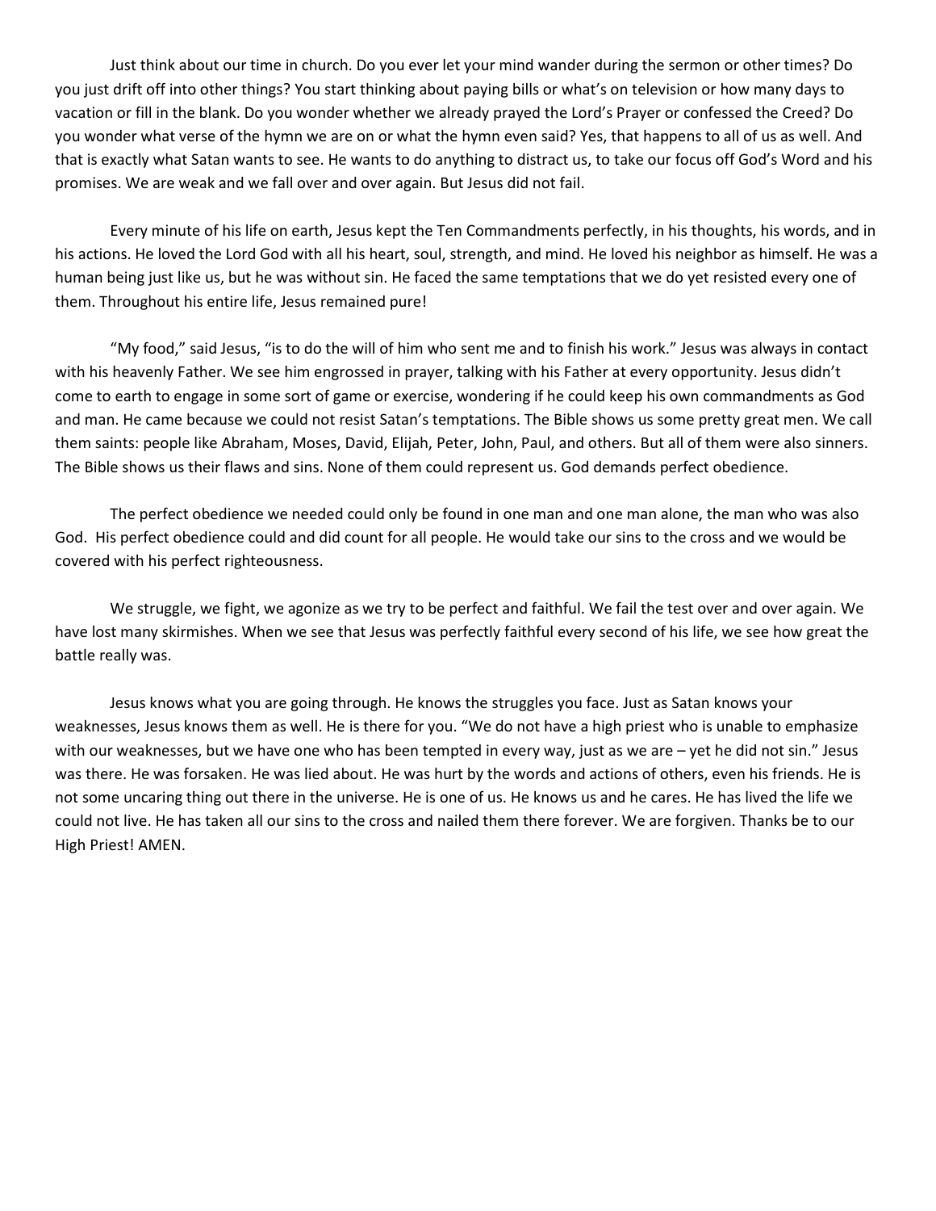Just think about our time in church. Do you ever let your mind wander during the sermon or other times? Do you just drift off into other things? You start thinking about paying bills or what's on television or how many days to vacation or fill in the blank. Do you wonder whether we already prayed the Lord's Prayer or confessed the Creed? Do you wonder what verse of the hymn we are on or what the hymn even said? Yes, that happens to all of us as well. And that is exactly what Satan wants to see. He wants to do anything to distract us, to take our focus off God's Word and his promises. We are weak and we fall over and over again. But Jesus did not fail.

Every minute of his life on earth, Jesus kept the Ten Commandments perfectly, in his thoughts, his words, and in his actions. He loved the Lord God with all his heart, soul, strength, and mind. He loved his neighbor as himself. He was a human being just like us, but he was without sin. He faced the same temptations that we do yet resisted every one of them. Throughout his entire life, Jesus remained pure!

"My food," said Jesus, "is to do the will of him who sent me and to finish his work." Jesus was always in contact with his heavenly Father. We see him engrossed in prayer, talking with his Father at every opportunity. Jesus didn't come to earth to engage in some sort of game or exercise, wondering if he could keep his own commandments as God and man. He came because we could not resist Satan's temptations. The Bible shows us some pretty great men. We call them saints: people like Abraham, Moses, David, Elijah, Peter, John, Paul, and others. But all of them were also sinners. The Bible shows us their flaws and sins. None of them could represent us. God demands perfect obedience.

The perfect obedience we needed could only be found in one man and one man alone, the man who was also God. His perfect obedience could and did count for all people. He would take our sins to the cross and we would be covered with his perfect righteousness.

We struggle, we fight, we agonize as we try to be perfect and faithful. We fail the test over and over again. We have lost many skirmishes. When we see that Jesus was perfectly faithful every second of his life, we see how great the battle really was.

Jesus knows what you are going through. He knows the struggles you face. Just as Satan knows your weaknesses, Jesus knows them as well. He is there for you. "We do not have a high priest who is unable to emphasize with our weaknesses, but we have one who has been tempted in every way, just as we are – yet he did not sin." Jesus was there. He was forsaken. He was lied about. He was hurt by the words and actions of others, even his friends. He is not some uncaring thing out there in the universe. He is one of us. He knows us and he cares. He has lived the life we could not live. He has taken all our sins to the cross and nailed them there forever. We are forgiven. Thanks be to our High Priest! AMEN.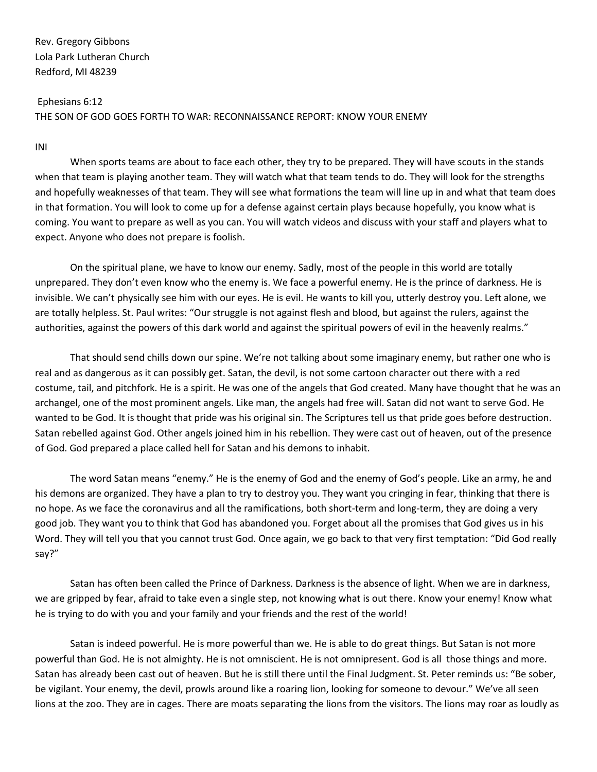Rev. Gregory Gibbons
Lola Park Lutheran Church
Redford, MI 48239

Ephesians 6:12
THE SON OF GOD GOES FORTH TO WAR: RECONNAISSANCE REPORT: KNOW YOUR ENEMY

INI

When sports teams are about to face each other, they try to be prepared. They will have scouts in the stands when that team is playing another team. They will watch what that team tends to do. They will look for the strengths and hopefully weaknesses of that team. They will see what formations the team will line up in and what that team does in that formation. You will look to come up for a defense against certain plays because hopefully, you know what is coming. You want to prepare as well as you can. You will watch videos and discuss with your staff and players what to expect. Anyone who does not prepare is foolish.

On the spiritual plane, we have to know our enemy. Sadly, most of the people in this world are totally unprepared. They don't even know who the enemy is. We face a powerful enemy. He is the prince of darkness. He is invisible. We can't physically see him with our eyes. He is evil. He wants to kill you, utterly destroy you. Left alone, we are totally helpless. St. Paul writes: "Our struggle is not against flesh and blood, but against the rulers, against the authorities, against the powers of this dark world and against the spiritual powers of evil in the heavenly realms."

That should send chills down our spine. We're not talking about some imaginary enemy, but rather one who is real and as dangerous as it can possibly get. Satan, the devil, is not some cartoon character out there with a red costume, tail, and pitchfork. He is a spirit. He was one of the angels that God created. Many have thought that he was an archangel, one of the most prominent angels. Like man, the angels had free will. Satan did not want to serve God. He wanted to be God. It is thought that pride was his original sin. The Scriptures tell us that pride goes before destruction. Satan rebelled against God. Other angels joined him in his rebellion. They were cast out of heaven, out of the presence of God. God prepared a place called hell for Satan and his demons to inhabit.

The word Satan means "enemy." He is the enemy of God and the enemy of God's people. Like an army, he and his demons are organized. They have a plan to try to destroy you. They want you cringing in fear, thinking that there is no hope. As we face the coronavirus and all the ramifications, both short-term and long-term, they are doing a very good job. They want you to think that God has abandoned you. Forget about all the promises that God gives us in his Word. They will tell you that you cannot trust God. Once again, we go back to that very first temptation: "Did God really say?"

Satan has often been called the Prince of Darkness. Darkness is the absence of light. When we are in darkness, we are gripped by fear, afraid to take even a single step, not knowing what is out there. Know your enemy! Know what he is trying to do with you and your family and your friends and the rest of the world!

Satan is indeed powerful. He is more powerful than we. He is able to do great things. But Satan is not more powerful than God. He is not almighty. He is not omniscient. He is not omnipresent. God is all those things and more. Satan has already been cast out of heaven. But he is still there until the Final Judgment. St. Peter reminds us: "Be sober, be vigilant. Your enemy, the devil, prowls around like a roaring lion, looking for someone to devour." We've all seen lions at the zoo. They are in cages. There are moats separating the lions from the visitors. The lions may roar as loudly as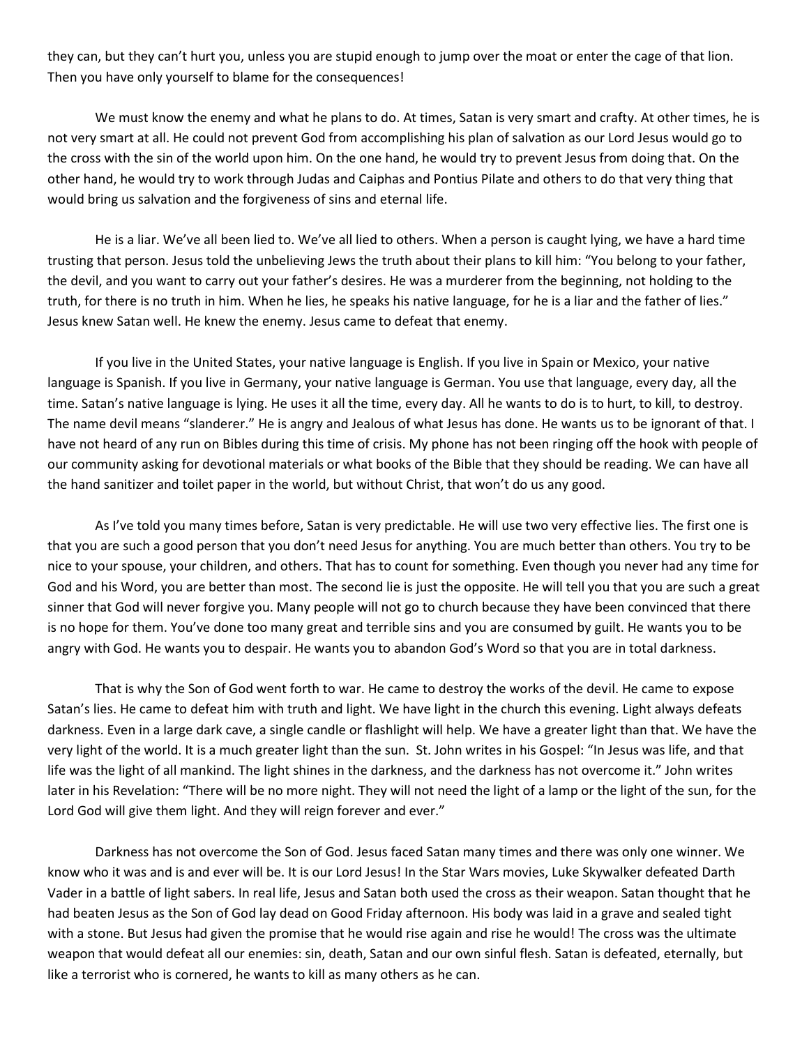they can, but they can't hurt you, unless you are stupid enough to jump over the moat or enter the cage of that lion. Then you have only yourself to blame for the consequences!

We must know the enemy and what he plans to do. At times, Satan is very smart and crafty. At other times, he is not very smart at all. He could not prevent God from accomplishing his plan of salvation as our Lord Jesus would go to the cross with the sin of the world upon him. On the one hand, he would try to prevent Jesus from doing that. On the other hand, he would try to work through Judas and Caiphas and Pontius Pilate and others to do that very thing that would bring us salvation and the forgiveness of sins and eternal life.

He is a liar. We've all been lied to. We've all lied to others. When a person is caught lying, we have a hard time trusting that person. Jesus told the unbelieving Jews the truth about their plans to kill him: "You belong to your father, the devil, and you want to carry out your father's desires. He was a murderer from the beginning, not holding to the truth, for there is no truth in him. When he lies, he speaks his native language, for he is a liar and the father of lies." Jesus knew Satan well. He knew the enemy. Jesus came to defeat that enemy.

If you live in the United States, your native language is English. If you live in Spain or Mexico, your native language is Spanish. If you live in Germany, your native language is German. You use that language, every day, all the time. Satan's native language is lying. He uses it all the time, every day. All he wants to do is to hurt, to kill, to destroy. The name devil means "slanderer." He is angry and Jealous of what Jesus has done. He wants us to be ignorant of that. I have not heard of any run on Bibles during this time of crisis. My phone has not been ringing off the hook with people of our community asking for devotional materials or what books of the Bible that they should be reading. We can have all the hand sanitizer and toilet paper in the world, but without Christ, that won't do us any good.

As I've told you many times before, Satan is very predictable. He will use two very effective lies. The first one is that you are such a good person that you don't need Jesus for anything. You are much better than others. You try to be nice to your spouse, your children, and others. That has to count for something. Even though you never had any time for God and his Word, you are better than most. The second lie is just the opposite. He will tell you that you are such a great sinner that God will never forgive you. Many people will not go to church because they have been convinced that there is no hope for them. You've done too many great and terrible sins and you are consumed by guilt. He wants you to be angry with God. He wants you to despair. He wants you to abandon God's Word so that you are in total darkness.

That is why the Son of God went forth to war. He came to destroy the works of the devil. He came to expose Satan's lies. He came to defeat him with truth and light. We have light in the church this evening. Light always defeats darkness. Even in a large dark cave, a single candle or flashlight will help. We have a greater light than that. We have the very light of the world. It is a much greater light than the sun. St. John writes in his Gospel: "In Jesus was life, and that life was the light of all mankind. The light shines in the darkness, and the darkness has not overcome it." John writes later in his Revelation: "There will be no more night. They will not need the light of a lamp or the light of the sun, for the Lord God will give them light. And they will reign forever and ever."

Darkness has not overcome the Son of God. Jesus faced Satan many times and there was only one winner. We know who it was and is and ever will be. It is our Lord Jesus! In the Star Wars movies, Luke Skywalker defeated Darth Vader in a battle of light sabers. In real life, Jesus and Satan both used the cross as their weapon. Satan thought that he had beaten Jesus as the Son of God lay dead on Good Friday afternoon. His body was laid in a grave and sealed tight with a stone. But Jesus had given the promise that he would rise again and rise he would! The cross was the ultimate weapon that would defeat all our enemies: sin, death, Satan and our own sinful flesh. Satan is defeated, eternally, but like a terrorist who is cornered, he wants to kill as many others as he can.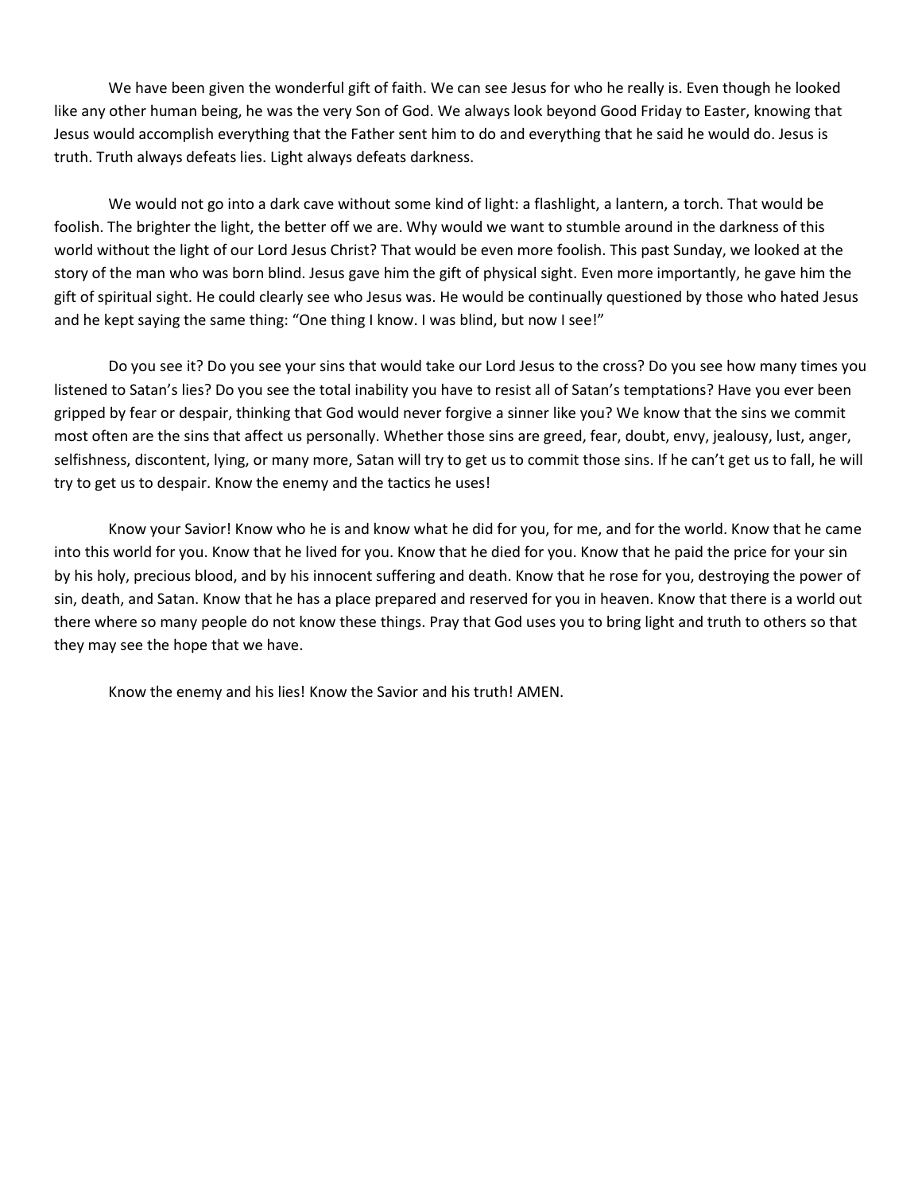We have been given the wonderful gift of faith. We can see Jesus for who he really is. Even though he looked like any other human being, he was the very Son of God. We always look beyond Good Friday to Easter, knowing that Jesus would accomplish everything that the Father sent him to do and everything that he said he would do. Jesus is truth. Truth always defeats lies. Light always defeats darkness.

We would not go into a dark cave without some kind of light: a flashlight, a lantern, a torch. That would be foolish. The brighter the light, the better off we are. Why would we want to stumble around in the darkness of this world without the light of our Lord Jesus Christ? That would be even more foolish. This past Sunday, we looked at the story of the man who was born blind. Jesus gave him the gift of physical sight. Even more importantly, he gave him the gift of spiritual sight. He could clearly see who Jesus was. He would be continually questioned by those who hated Jesus and he kept saying the same thing: "One thing I know. I was blind, but now I see!"

Do you see it? Do you see your sins that would take our Lord Jesus to the cross? Do you see how many times you listened to Satan's lies? Do you see the total inability you have to resist all of Satan's temptations? Have you ever been gripped by fear or despair, thinking that God would never forgive a sinner like you? We know that the sins we commit most often are the sins that affect us personally. Whether those sins are greed, fear, doubt, envy, jealousy, lust, anger, selfishness, discontent, lying, or many more, Satan will try to get us to commit those sins. If he can't get us to fall, he will try to get us to despair. Know the enemy and the tactics he uses!

Know your Savior! Know who he is and know what he did for you, for me, and for the world. Know that he came into this world for you. Know that he lived for you. Know that he died for you. Know that he paid the price for your sin by his holy, precious blood, and by his innocent suffering and death. Know that he rose for you, destroying the power of sin, death, and Satan. Know that he has a place prepared and reserved for you in heaven. Know that there is a world out there where so many people do not know these things. Pray that God uses you to bring light and truth to others so that they may see the hope that we have.

Know the enemy and his lies! Know the Savior and his truth! AMEN.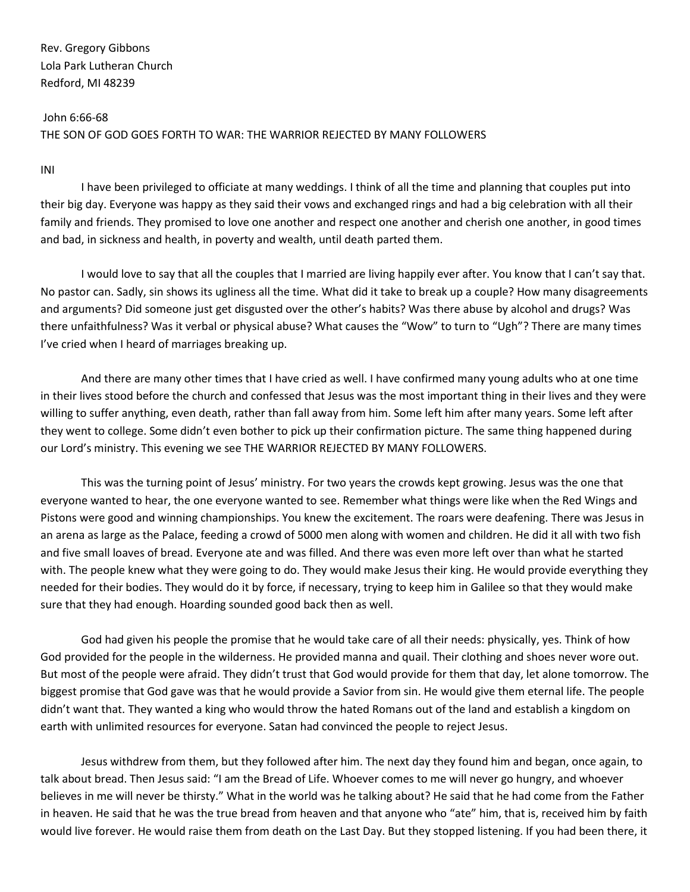Rev. Gregory Gibbons
Lola Park Lutheran Church
Redford, MI 48239

John 6:66-68
THE SON OF GOD GOES FORTH TO WAR: THE WARRIOR REJECTED BY MANY FOLLOWERS

INI

I have been privileged to officiate at many weddings. I think of all the time and planning that couples put into their big day. Everyone was happy as they said their vows and exchanged rings and had a big celebration with all their family and friends. They promised to love one another and respect one another and cherish one another, in good times and bad, in sickness and health, in poverty and wealth, until death parted them.

I would love to say that all the couples that I married are living happily ever after. You know that I can't say that. No pastor can. Sadly, sin shows its ugliness all the time. What did it take to break up a couple? How many disagreements and arguments? Did someone just get disgusted over the other's habits? Was there abuse by alcohol and drugs? Was there unfaithfulness? Was it verbal or physical abuse? What causes the "Wow" to turn to "Ugh"? There are many times I've cried when I heard of marriages breaking up.

And there are many other times that I have cried as well. I have confirmed many young adults who at one time in their lives stood before the church and confessed that Jesus was the most important thing in their lives and they were willing to suffer anything, even death, rather than fall away from him. Some left him after many years. Some left after they went to college. Some didn't even bother to pick up their confirmation picture. The same thing happened during our Lord's ministry. This evening we see THE WARRIOR REJECTED BY MANY FOLLOWERS.

This was the turning point of Jesus' ministry. For two years the crowds kept growing. Jesus was the one that everyone wanted to hear, the one everyone wanted to see. Remember what things were like when the Red Wings and Pistons were good and winning championships. You knew the excitement. The roars were deafening. There was Jesus in an arena as large as the Palace, feeding a crowd of 5000 men along with women and children. He did it all with two fish and five small loaves of bread. Everyone ate and was filled. And there was even more left over than what he started with. The people knew what they were going to do. They would make Jesus their king. He would provide everything they needed for their bodies. They would do it by force, if necessary, trying to keep him in Galilee so that they would make sure that they had enough. Hoarding sounded good back then as well.

God had given his people the promise that he would take care of all their needs: physically, yes. Think of how God provided for the people in the wilderness. He provided manna and quail. Their clothing and shoes never wore out. But most of the people were afraid. They didn't trust that God would provide for them that day, let alone tomorrow. The biggest promise that God gave was that he would provide a Savior from sin. He would give them eternal life. The people didn't want that. They wanted a king who would throw the hated Romans out of the land and establish a kingdom on earth with unlimited resources for everyone. Satan had convinced the people to reject Jesus.

Jesus withdrew from them, but they followed after him. The next day they found him and began, once again, to talk about bread. Then Jesus said: "I am the Bread of Life. Whoever comes to me will never go hungry, and whoever believes in me will never be thirsty." What in the world was he talking about? He said that he had come from the Father in heaven. He said that he was the true bread from heaven and that anyone who "ate" him, that is, received him by faith would live forever. He would raise them from death on the Last Day. But they stopped listening. If you had been there, it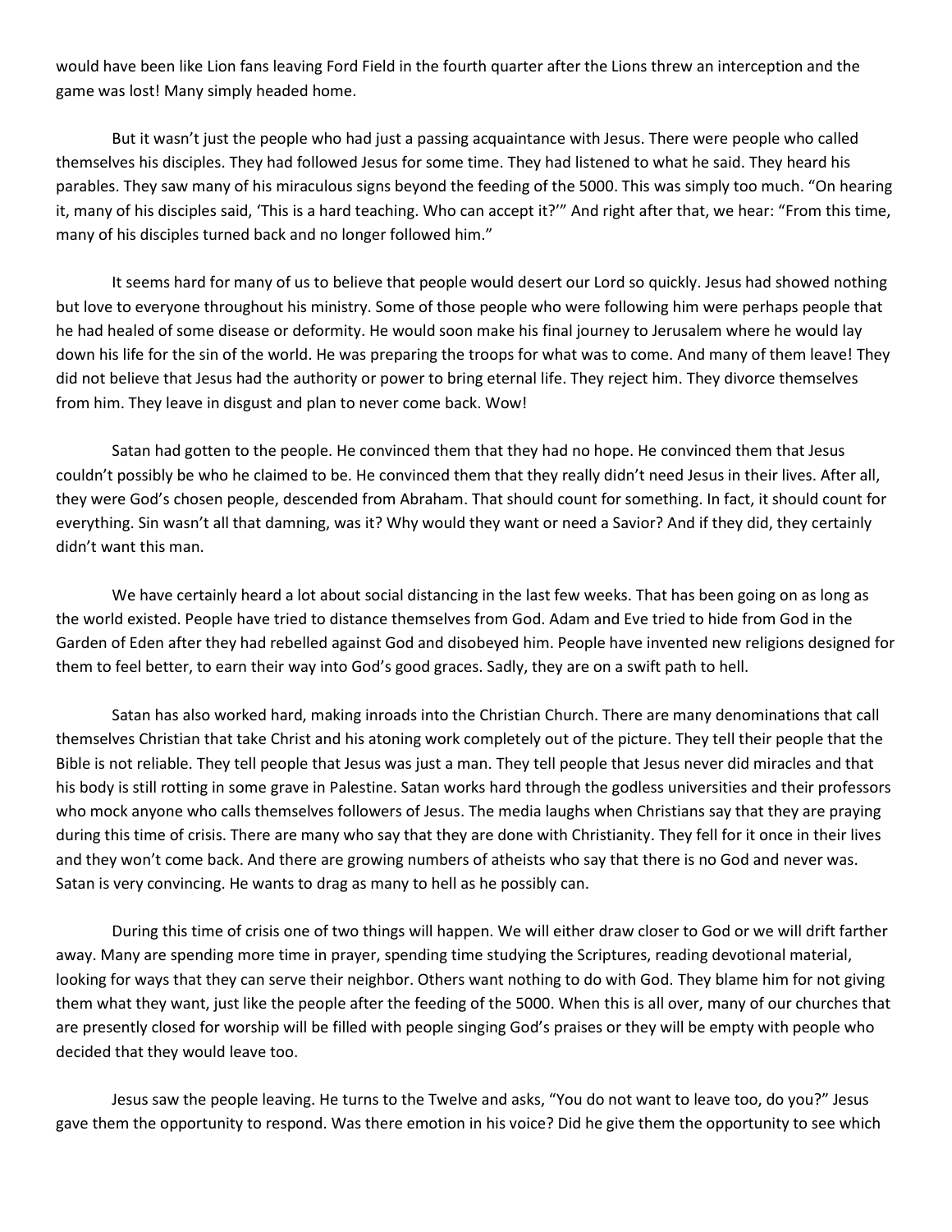would have been like Lion fans leaving Ford Field in the fourth quarter after the Lions threw an interception and the game was lost! Many simply headed home.

But it wasn't just the people who had just a passing acquaintance with Jesus. There were people who called themselves his disciples. They had followed Jesus for some time. They had listened to what he said. They heard his parables. They saw many of his miraculous signs beyond the feeding of the 5000. This was simply too much. "On hearing it, many of his disciples said, 'This is a hard teaching. Who can accept it?'" And right after that, we hear: "From this time, many of his disciples turned back and no longer followed him."

It seems hard for many of us to believe that people would desert our Lord so quickly. Jesus had showed nothing but love to everyone throughout his ministry. Some of those people who were following him were perhaps people that he had healed of some disease or deformity. He would soon make his final journey to Jerusalem where he would lay down his life for the sin of the world. He was preparing the troops for what was to come. And many of them leave! They did not believe that Jesus had the authority or power to bring eternal life. They reject him. They divorce themselves from him. They leave in disgust and plan to never come back. Wow!

Satan had gotten to the people. He convinced them that they had no hope. He convinced them that Jesus couldn't possibly be who he claimed to be. He convinced them that they really didn't need Jesus in their lives. After all, they were God's chosen people, descended from Abraham. That should count for something. In fact, it should count for everything. Sin wasn't all that damning, was it? Why would they want or need a Savior? And if they did, they certainly didn't want this man.

We have certainly heard a lot about social distancing in the last few weeks. That has been going on as long as the world existed. People have tried to distance themselves from God. Adam and Eve tried to hide from God in the Garden of Eden after they had rebelled against God and disobeyed him. People have invented new religions designed for them to feel better, to earn their way into God's good graces. Sadly, they are on a swift path to hell.

Satan has also worked hard, making inroads into the Christian Church. There are many denominations that call themselves Christian that take Christ and his atoning work completely out of the picture. They tell their people that the Bible is not reliable. They tell people that Jesus was just a man. They tell people that Jesus never did miracles and that his body is still rotting in some grave in Palestine. Satan works hard through the godless universities and their professors who mock anyone who calls themselves followers of Jesus. The media laughs when Christians say that they are praying during this time of crisis. There are many who say that they are done with Christianity. They fell for it once in their lives and they won't come back. And there are growing numbers of atheists who say that there is no God and never was. Satan is very convincing. He wants to drag as many to hell as he possibly can.

During this time of crisis one of two things will happen. We will either draw closer to God or we will drift farther away. Many are spending more time in prayer, spending time studying the Scriptures, reading devotional material, looking for ways that they can serve their neighbor. Others want nothing to do with God. They blame him for not giving them what they want, just like the people after the feeding of the 5000. When this is all over, many of our churches that are presently closed for worship will be filled with people singing God's praises or they will be empty with people who decided that they would leave too.

Jesus saw the people leaving. He turns to the Twelve and asks, "You do not want to leave too, do you?" Jesus gave them the opportunity to respond. Was there emotion in his voice? Did he give them the opportunity to see which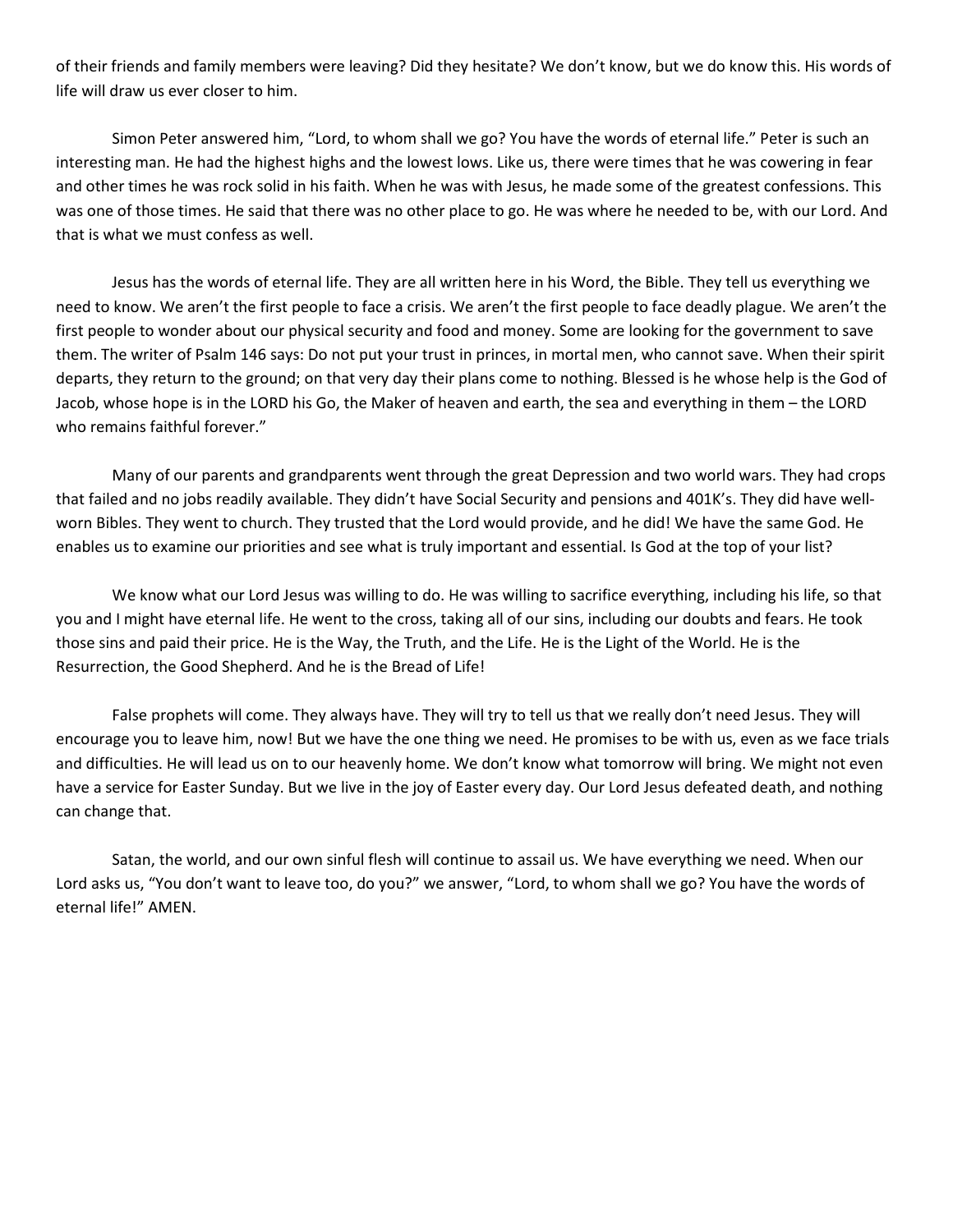of their friends and family members were leaving? Did they hesitate? We don't know, but we do know this. His words of life will draw us ever closer to him.

Simon Peter answered him, "Lord, to whom shall we go? You have the words of eternal life." Peter is such an interesting man. He had the highest highs and the lowest lows. Like us, there were times that he was cowering in fear and other times he was rock solid in his faith. When he was with Jesus, he made some of the greatest confessions. This was one of those times. He said that there was no other place to go. He was where he needed to be, with our Lord. And that is what we must confess as well.

Jesus has the words of eternal life. They are all written here in his Word, the Bible. They tell us everything we need to know. We aren't the first people to face a crisis. We aren't the first people to face deadly plague. We aren't the first people to wonder about our physical security and food and money. Some are looking for the government to save them. The writer of Psalm 146 says: Do not put your trust in princes, in mortal men, who cannot save. When their spirit departs, they return to the ground; on that very day their plans come to nothing. Blessed is he whose help is the God of Jacob, whose hope is in the LORD his Go, the Maker of heaven and earth, the sea and everything in them – the LORD who remains faithful forever."

Many of our parents and grandparents went through the great Depression and two world wars. They had crops that failed and no jobs readily available. They didn't have Social Security and pensions and 401K's. They did have well-worn Bibles. They went to church. They trusted that the Lord would provide, and he did! We have the same God. He enables us to examine our priorities and see what is truly important and essential. Is God at the top of your list?

We know what our Lord Jesus was willing to do. He was willing to sacrifice everything, including his life, so that you and I might have eternal life. He went to the cross, taking all of our sins, including our doubts and fears. He took those sins and paid their price. He is the Way, the Truth, and the Life. He is the Light of the World. He is the Resurrection, the Good Shepherd. And he is the Bread of Life!

False prophets will come. They always have. They will try to tell us that we really don't need Jesus. They will encourage you to leave him, now! But we have the one thing we need. He promises to be with us, even as we face trials and difficulties. He will lead us on to our heavenly home. We don't know what tomorrow will bring. We might not even have a service for Easter Sunday. But we live in the joy of Easter every day. Our Lord Jesus defeated death, and nothing can change that.

Satan, the world, and our own sinful flesh will continue to assail us. We have everything we need. When our Lord asks us, "You don't want to leave too, do you?" we answer, "Lord, to whom shall we go? You have the words of eternal life!" AMEN.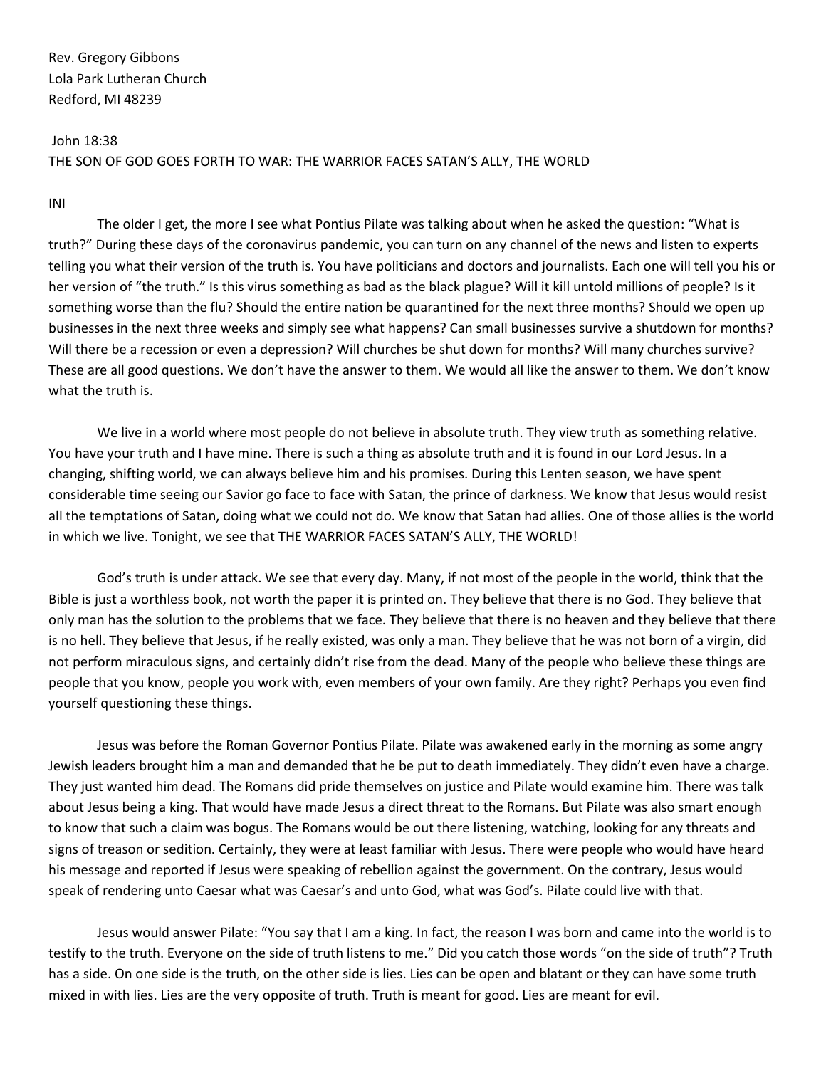Rev. Gregory Gibbons
Lola Park Lutheran Church
Redford, MI 48239

John 18:38
THE SON OF GOD GOES FORTH TO WAR: THE WARRIOR FACES SATAN'S ALLY, THE WORLD

INI

The older I get, the more I see what Pontius Pilate was talking about when he asked the question: "What is truth?" During these days of the coronavirus pandemic, you can turn on any channel of the news and listen to experts telling you what their version of the truth is. You have politicians and doctors and journalists. Each one will tell you his or her version of "the truth." Is this virus something as bad as the black plague? Will it kill untold millions of people? Is it something worse than the flu? Should the entire nation be quarantined for the next three months? Should we open up businesses in the next three weeks and simply see what happens? Can small businesses survive a shutdown for months? Will there be a recession or even a depression? Will churches be shut down for months? Will many churches survive? These are all good questions. We don't have the answer to them. We would all like the answer to them. We don't know what the truth is.

We live in a world where most people do not believe in absolute truth. They view truth as something relative. You have your truth and I have mine. There is such a thing as absolute truth and it is found in our Lord Jesus. In a changing, shifting world, we can always believe him and his promises. During this Lenten season, we have spent considerable time seeing our Savior go face to face with Satan, the prince of darkness. We know that Jesus would resist all the temptations of Satan, doing what we could not do. We know that Satan had allies. One of those allies is the world in which we live. Tonight, we see that THE WARRIOR FACES SATAN'S ALLY, THE WORLD!

God's truth is under attack. We see that every day. Many, if not most of the people in the world, think that the Bible is just a worthless book, not worth the paper it is printed on. They believe that there is no God. They believe that only man has the solution to the problems that we face. They believe that there is no heaven and they believe that there is no hell. They believe that Jesus, if he really existed, was only a man. They believe that he was not born of a virgin, did not perform miraculous signs, and certainly didn't rise from the dead. Many of the people who believe these things are people that you know, people you work with, even members of your own family. Are they right? Perhaps you even find yourself questioning these things.

Jesus was before the Roman Governor Pontius Pilate. Pilate was awakened early in the morning as some angry Jewish leaders brought him a man and demanded that he be put to death immediately. They didn't even have a charge. They just wanted him dead. The Romans did pride themselves on justice and Pilate would examine him. There was talk about Jesus being a king. That would have made Jesus a direct threat to the Romans. But Pilate was also smart enough to know that such a claim was bogus. The Romans would be out there listening, watching, looking for any threats and signs of treason or sedition. Certainly, they were at least familiar with Jesus. There were people who would have heard his message and reported if Jesus were speaking of rebellion against the government. On the contrary, Jesus would speak of rendering unto Caesar what was Caesar's and unto God, what was God's. Pilate could live with that.

Jesus would answer Pilate: "You say that I am a king. In fact, the reason I was born and came into the world is to testify to the truth. Everyone on the side of truth listens to me." Did you catch those words "on the side of truth"? Truth has a side. On one side is the truth, on the other side is lies. Lies can be open and blatant or they can have some truth mixed in with lies. Lies are the very opposite of truth. Truth is meant for good. Lies are meant for evil.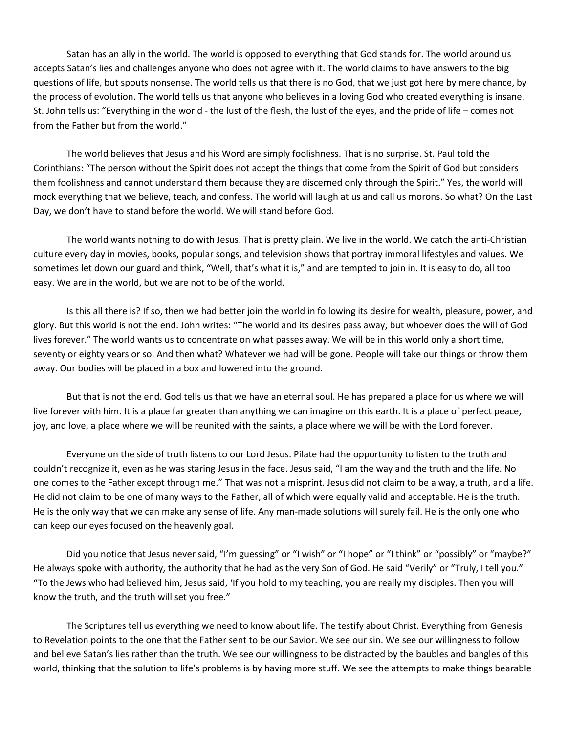Satan has an ally in the world. The world is opposed to everything that God stands for. The world around us accepts Satan's lies and challenges anyone who does not agree with it. The world claims to have answers to the big questions of life, but spouts nonsense. The world tells us that there is no God, that we just got here by mere chance, by the process of evolution. The world tells us that anyone who believes in a loving God who created everything is insane. St. John tells us: "Everything in the world - the lust of the flesh, the lust of the eyes, and the pride of life – comes not from the Father but from the world."

The world believes that Jesus and his Word are simply foolishness. That is no surprise. St. Paul told the Corinthians: "The person without the Spirit does not accept the things that come from the Spirit of God but considers them foolishness and cannot understand them because they are discerned only through the Spirit." Yes, the world will mock everything that we believe, teach, and confess. The world will laugh at us and call us morons. So what? On the Last Day, we don't have to stand before the world. We will stand before God.

The world wants nothing to do with Jesus. That is pretty plain. We live in the world. We catch the anti-Christian culture every day in movies, books, popular songs, and television shows that portray immoral lifestyles and values. We sometimes let down our guard and think, "Well, that's what it is," and are tempted to join in. It is easy to do, all too easy. We are in the world, but we are not to be of the world.

Is this all there is? If so, then we had better join the world in following its desire for wealth, pleasure, power, and glory. But this world is not the end. John writes: "The world and its desires pass away, but whoever does the will of God lives forever." The world wants us to concentrate on what passes away. We will be in this world only a short time, seventy or eighty years or so. And then what? Whatever we had will be gone. People will take our things or throw them away. Our bodies will be placed in a box and lowered into the ground.

But that is not the end. God tells us that we have an eternal soul. He has prepared a place for us where we will live forever with him. It is a place far greater than anything we can imagine on this earth. It is a place of perfect peace, joy, and love, a place where we will be reunited with the saints, a place where we will be with the Lord forever.

Everyone on the side of truth listens to our Lord Jesus. Pilate had the opportunity to listen to the truth and couldn't recognize it, even as he was staring Jesus in the face. Jesus said, "I am the way and the truth and the life. No one comes to the Father except through me." That was not a misprint. Jesus did not claim to be a way, a truth, and a life. He did not claim to be one of many ways to the Father, all of which were equally valid and acceptable. He is the truth. He is the only way that we can make any sense of life. Any man-made solutions will surely fail. He is the only one who can keep our eyes focused on the heavenly goal.

Did you notice that Jesus never said, "I'm guessing" or "I wish" or "I hope" or "I think" or "possibly" or "maybe?" He always spoke with authority, the authority that he had as the very Son of God. He said "Verily" or "Truly, I tell you." "To the Jews who had believed him, Jesus said, 'If you hold to my teaching, you are really my disciples. Then you will know the truth, and the truth will set you free."

The Scriptures tell us everything we need to know about life. The testify about Christ. Everything from Genesis to Revelation points to the one that the Father sent to be our Savior. We see our sin. We see our willingness to follow and believe Satan's lies rather than the truth. We see our willingness to be distracted by the baubles and bangles of this world, thinking that the solution to life's problems is by having more stuff. We see the attempts to make things bearable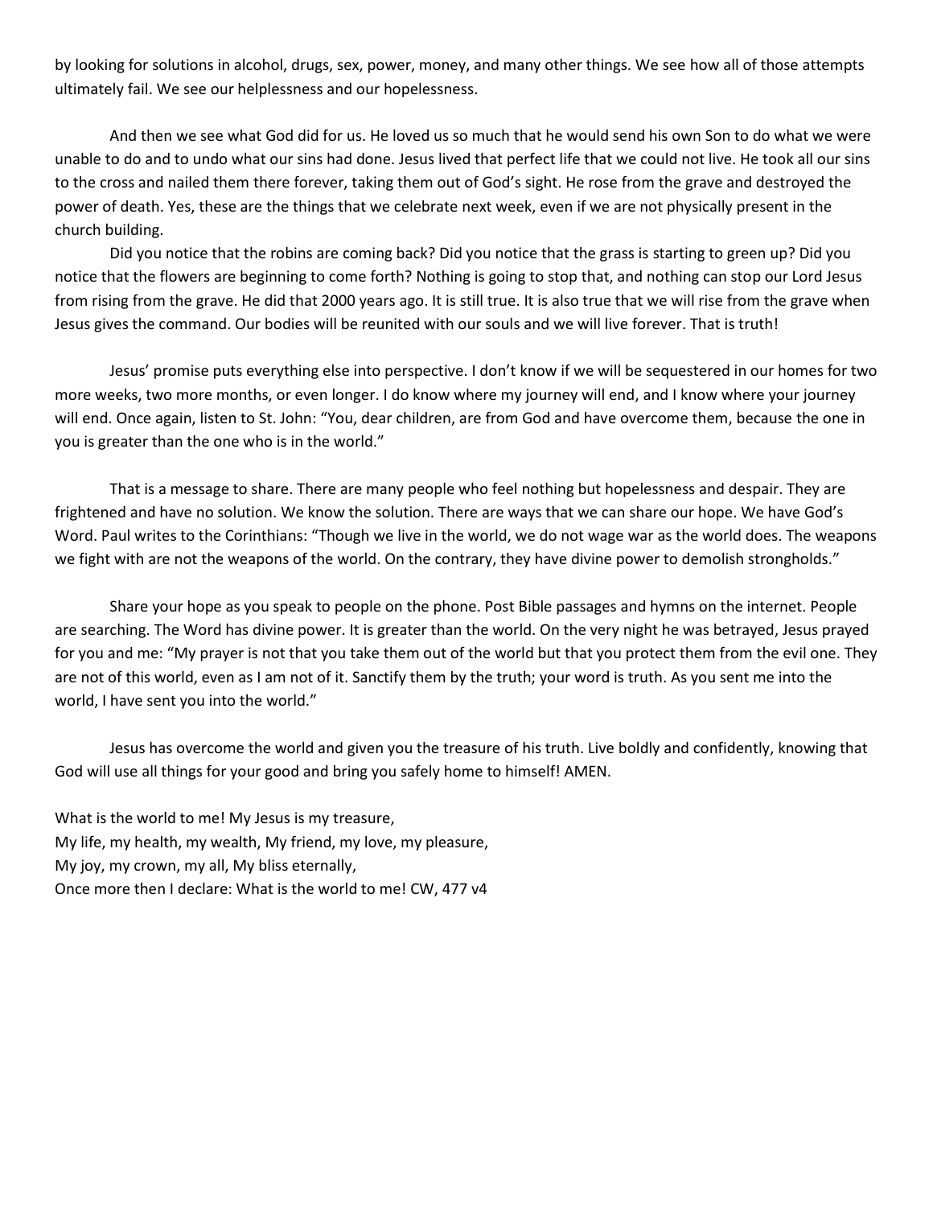by looking for solutions in alcohol, drugs, sex, power, money, and many other things. We see how all of those attempts ultimately fail. We see our helplessness and our hopelessness.

And then we see what God did for us. He loved us so much that he would send his own Son to do what we were unable to do and to undo what our sins had done. Jesus lived that perfect life that we could not live. He took all our sins to the cross and nailed them there forever, taking them out of God's sight. He rose from the grave and destroyed the power of death. Yes, these are the things that we celebrate next week, even if we are not physically present in the church building.

Did you notice that the robins are coming back? Did you notice that the grass is starting to green up? Did you notice that the flowers are beginning to come forth? Nothing is going to stop that, and nothing can stop our Lord Jesus from rising from the grave. He did that 2000 years ago. It is still true. It is also true that we will rise from the grave when Jesus gives the command. Our bodies will be reunited with our souls and we will live forever. That is truth!

Jesus' promise puts everything else into perspective. I don't know if we will be sequestered in our homes for two more weeks, two more months, or even longer. I do know where my journey will end, and I know where your journey will end. Once again, listen to St. John: "You, dear children, are from God and have overcome them, because the one in you is greater than the one who is in the world."

That is a message to share. There are many people who feel nothing but hopelessness and despair. They are frightened and have no solution. We know the solution. There are ways that we can share our hope. We have God's Word. Paul writes to the Corinthians: "Though we live in the world, we do not wage war as the world does. The weapons we fight with are not the weapons of the world. On the contrary, they have divine power to demolish strongholds."

Share your hope as you speak to people on the phone. Post Bible passages and hymns on the internet. People are searching. The Word has divine power. It is greater than the world. On the very night he was betrayed, Jesus prayed for you and me: "My prayer is not that you take them out of the world but that you protect them from the evil one. They are not of this world, even as I am not of it. Sanctify them by the truth; your word is truth. As you sent me into the world, I have sent you into the world."

Jesus has overcome the world and given you the treasure of his truth. Live boldly and confidently, knowing that God will use all things for your good and bring you safely home to himself! AMEN.

What is the world to me! My Jesus is my treasure,  
My life, my health, my wealth, My friend, my love, my pleasure,  
My joy, my crown, my all, My bliss eternally,  
Once more then I declare: What is the world to me! CW, 477 v4